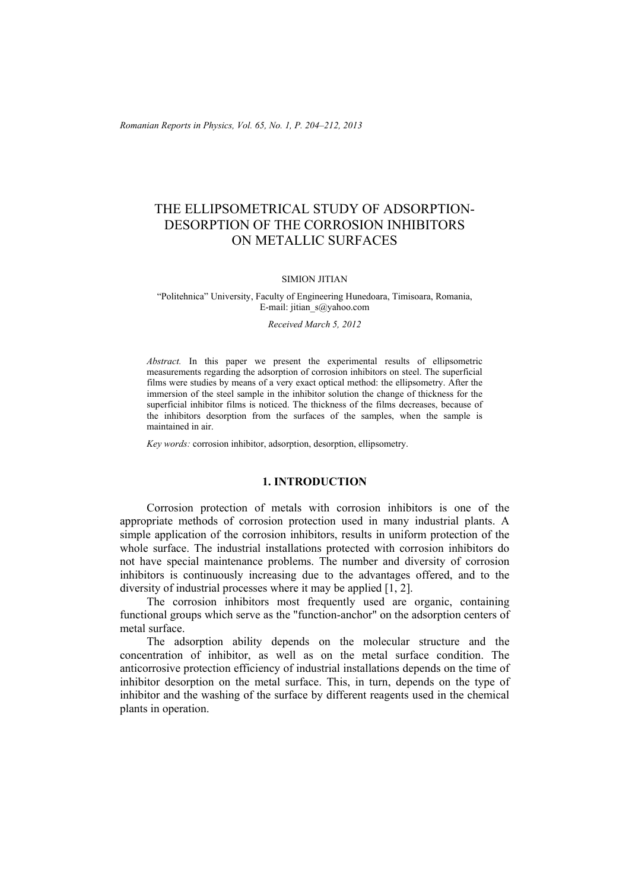# THE ELLIPSOMETRICAL STUDY OF ADSORPTION-DESORPTION OF THE CORROSION INHIBITORS ON METALLIC SURFACES

SIMION JITIAN

"Politehnica" University, Faculty of Engineering Hunedoara, Timisoara, Romania,
E-mail: jitian_s@yahoo.com

*Received March 5, 2012*

*Abstract.* In this paper we present the experimental results of ellipsometric measurements regarding the adsorption of corrosion inhibitors on steel. The superficial films were studies by means of a very exact optical method: the ellipsometry. After the immersion of the steel sample in the inhibitor solution the change of thickness for the superficial inhibitor films is noticed. The thickness of the films decreases, because of the inhibitors desorption from the surfaces of the samples, when the sample is maintained in air.

*Key words:* corrosion inhibitor, adsorption, desorption, ellipsometry.

## 1. INTRODUCTION

Corrosion protection of metals with corrosion inhibitors is one of the appropriate methods of corrosion protection used in many industrial plants. A simple application of the corrosion inhibitors, results in uniform protection of the whole surface. The industrial installations protected with corrosion inhibitors do not have special maintenance problems. The number and diversity of corrosion inhibitors is continuously increasing due to the advantages offered, and to the diversity of industrial processes where it may be applied [1, 2].

The corrosion inhibitors most frequently used are organic, containing functional groups which serve as the "function-anchor" on the adsorption centers of metal surface.

The adsorption ability depends on the molecular structure and the concentration of inhibitor, as well as on the metal surface condition. The anticorrosive protection efficiency of industrial installations depends on the time of inhibitor desorption on the metal surface. This, in turn, depends on the type of inhibitor and the washing of the surface by different reagents used in the chemical plants in operation.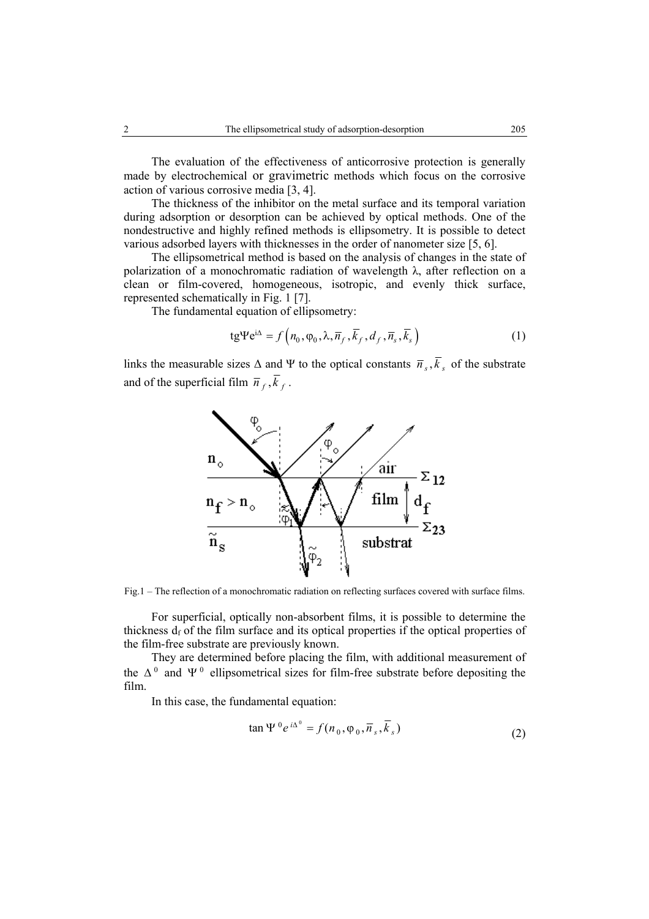The evaluation of the effectiveness of anticorrosive protection is generally made by electrochemical or gravimetric methods which focus on the corrosive action of various corrosive media [3, 4].

The thickness of the inhibitor on the metal surface and its temporal variation during adsorption or desorption can be achieved by optical methods. One of the nondestructive and highly refined methods is ellipsometry. It is possible to detect various adsorbed layers with thicknesses in the order of nanometer size [5, 6].

The ellipsometrical method is based on the analysis of changes in the state of polarization of a monochromatic radiation of wavelength λ, after reflection on a clean or film-covered, homogeneous, isotropic, and evenly thick surface, represented schematically in Fig. 1 [7].

The fundamental equation of ellipsometry:

$$\mathrm{tg}\Psi e^{i\Delta} = f\left(n_0, \varphi_0, \lambda, \overline{n}_f, \overline{k}_f, d_f, \overline{n}_s, \overline{k}_s\right) \tag{1}$$

links the measurable sizes Δ and Ψ to the optical constants $\overline{n}_s, \overline{k}_s$ of the substrate and of the superficial film $\overline{n}_f, \overline{k}_f$.

Fig.1 – The reflection of a monochromatic radiation on reflecting surfaces covered with surface films.

For superficial, optically non-absorbent films, it is possible to determine the thickness $d_f$ of the film surface and its optical properties if the optical properties of the film-free substrate are previously known.

They are determined before placing the film, with additional measurement of the $\Delta^0$ and $\Psi^0$ ellipsometrical sizes for film-free substrate before depositing the film.

In this case, the fundamental equation:

$$\tan\Psi^0 e^{i\Delta^0} = f(n_0, \varphi_0, \overline{n}_s, \overline{k}_s) \tag{2}$$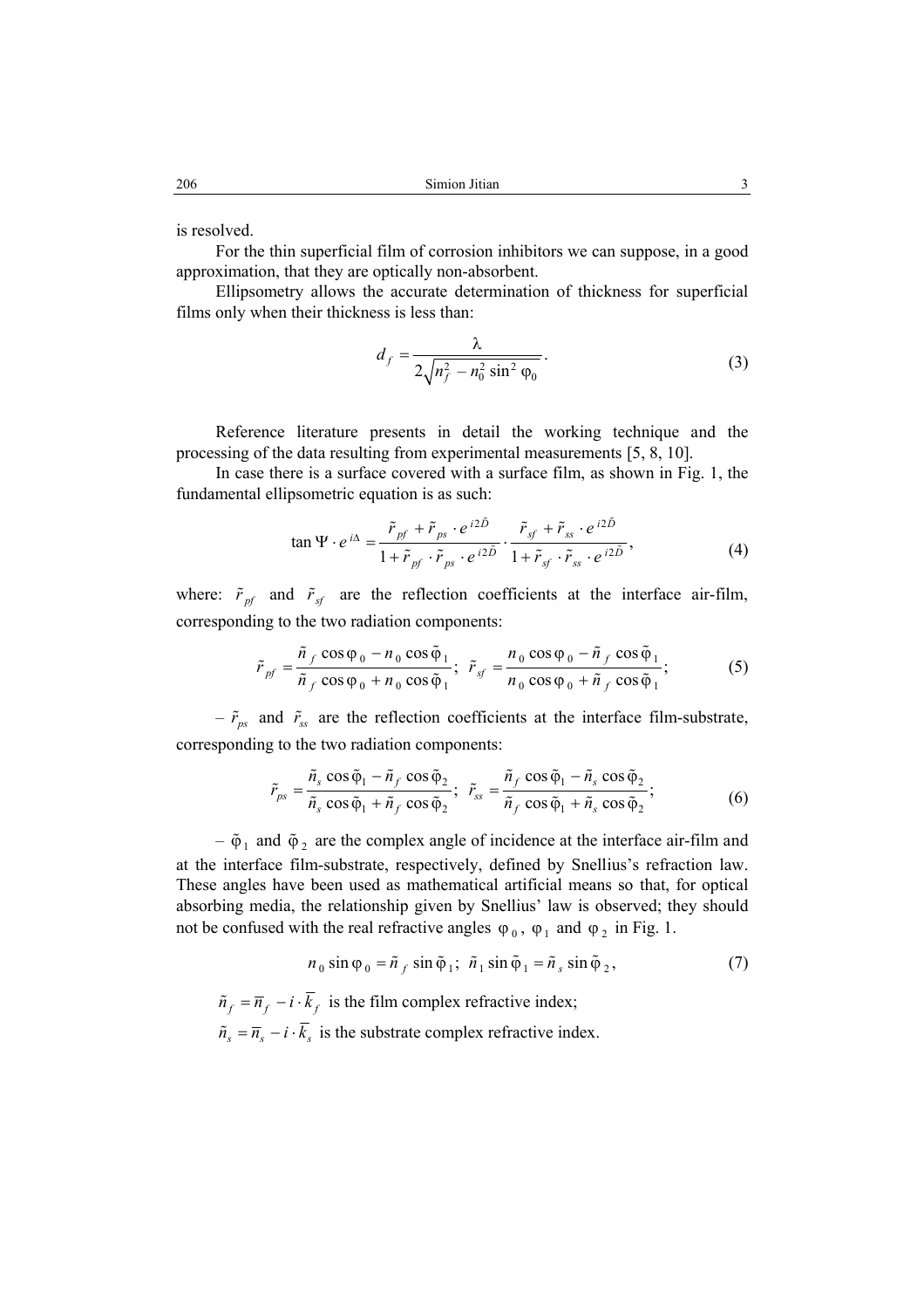is resolved.

For the thin superficial film of corrosion inhibitors we can suppose, in a good approximation, that they are optically non-absorbent.

Ellipsometry allows the accurate determination of thickness for superficial films only when their thickness is less than:

$$d_f = \frac{\lambda}{2\sqrt{n_f^2 - n_0^2 \sin^2 \varphi_0}}. \tag{3}$$

Reference literature presents in detail the working technique and the processing of the data resulting from experimental measurements [5, 8, 10].

In case there is a surface covered with a surface film, as shown in Fig. 1, the fundamental ellipsometric equation is as such:

$$\tan \Psi \cdot e^{i\Delta} = \frac{\tilde{r}_{pf} + \tilde{r}_{ps} \cdot e^{i2\tilde{D}}}{1 + \tilde{r}_{pf} \cdot \tilde{r}_{ps} \cdot e^{i2\tilde{D}}} \cdot \frac{\tilde{r}_{sf} + \tilde{r}_{ss} \cdot e^{i2\tilde{D}}}{1 + \tilde{r}_{sf} \cdot \tilde{r}_{ss} \cdot e^{i2\tilde{D}}}, \tag{4}$$

where: $\tilde{r}_{pf}$ and $\tilde{r}_{sf}$ are the reflection coefficients at the interface air-film, corresponding to the two radiation components:

$$\tilde{r}_{pf} = \frac{\tilde{n}_f \cos \varphi_0 - n_0 \cos \tilde{\varphi}_1}{\tilde{n}_f \cos \varphi_0 + n_0 \cos \tilde{\varphi}_1}; \; \tilde{r}_{sf} = \frac{n_0 \cos \varphi_0 - \tilde{n}_f \cos \tilde{\varphi}_1}{n_0 \cos \varphi_0 + \tilde{n}_f \cos \tilde{\varphi}_1}; \tag{5}$$

– $\tilde{r}_{ps}$ and $\tilde{r}_{ss}$ are the reflection coefficients at the interface film-substrate, corresponding to the two radiation components:

$$\tilde{r}_{ps} = \frac{\tilde{n}_s \cos \tilde{\varphi}_1 - \tilde{n}_f \cos \tilde{\varphi}_2}{\tilde{n}_s \cos \tilde{\varphi}_1 + \tilde{n}_f \cos \tilde{\varphi}_2}; \; \tilde{r}_{ss} = \frac{\tilde{n}_f \cos \tilde{\varphi}_1 - \tilde{n}_s \cos \tilde{\varphi}_2}{\tilde{n}_f \cos \tilde{\varphi}_1 + \tilde{n}_s \cos \tilde{\varphi}_2}; \tag{6}$$

– $\tilde{\varphi}_1$ and $\tilde{\varphi}_2$ are the complex angle of incidence at the interface air-film and at the interface film-substrate, respectively, defined by Snellius's refraction law. These angles have been used as mathematical artificial means so that, for optical absorbing media, the relationship given by Snellius' law is observed; they should not be confused with the real refractive angles $\varphi_0$, $\varphi_1$ and $\varphi_2$ in Fig. 1.

$$n_0 \sin \varphi_0 = \tilde{n}_f \sin \tilde{\varphi}_1; \; \tilde{n}_1 \sin \tilde{\varphi}_1 = \tilde{n}_s \sin \tilde{\varphi}_2, \tag{7}$$

$\tilde{n}_f = \overline{n}_f - i \cdot \overline{k}_f$ is the film complex refractive index;

$\tilde{n}_s = \overline{n}_s - i \cdot \overline{k}_s$ is the substrate complex refractive index.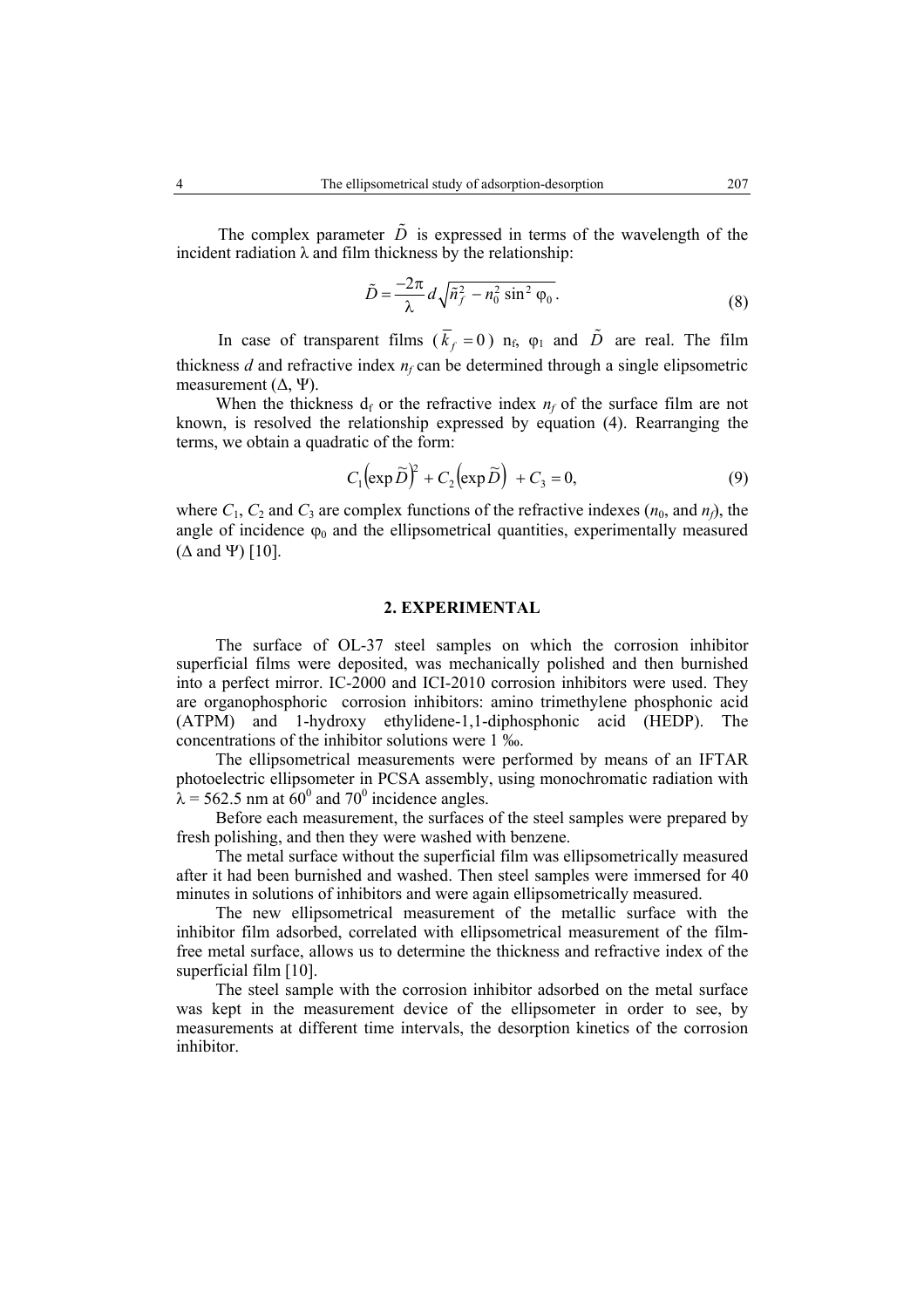The complex parameter $\tilde{D}$ is expressed in terms of the wavelength of the incident radiation λ and film thickness by the relationship:

$$\tilde{D} = \frac{-2\pi}{\lambda} d\sqrt{\tilde{n}_f^2 - n_0^2 \sin^2 \varphi_0}. \tag{8}$$

In case of transparent films ($\overline{k}_f = 0$) $n_f$, $\varphi_1$ and $\tilde{D}$ are real. The film thickness $d$ and refractive index $n_f$ can be determined through a single elipsometric measurement (Δ, Ψ).

When the thickness $d_f$ or the refractive index $n_f$ of the surface film are not known, is resolved the relationship expressed by equation (4). Rearranging the terms, we obtain a quadratic of the form:

$$C_1\left(\exp \tilde{D}\right)^2 + C_2\left(\exp \tilde{D}\right) + C_3 = 0, \tag{9}$$

where $C_1$, $C_2$ and $C_3$ are complex functions of the refractive indexes ($n_0$, and $n_f$), the angle of incidence $\varphi_0$ and the ellipsometrical quantities, experimentally measured (Δ and Ψ) [10].

## 2. EXPERIMENTAL

The surface of OL-37 steel samples on which the corrosion inhibitor superficial films were deposited, was mechanically polished and then burnished into a perfect mirror. IC-2000 and ICI-2010 corrosion inhibitors were used. They are organophosphoric corrosion inhibitors: amino trimethylene phosphonic acid (ATPM) and 1-hydroxy ethylidene-1,1-diphosphonic acid (HEDP). The concentrations of the inhibitor solutions were 1 ‰.

The ellipsometrical measurements were performed by means of an IFTAR photoelectric ellipsometer in PCSA assembly, using monochromatic radiation with λ = 562.5 nm at $60^0$ and $70^0$ incidence angles.

Before each measurement, the surfaces of the steel samples were prepared by fresh polishing, and then they were washed with benzene.

The metal surface without the superficial film was ellipsometrically measured after it had been burnished and washed. Then steel samples were immersed for 40 minutes in solutions of inhibitors and were again ellipsometrically measured.

The new ellipsometrical measurement of the metallic surface with the inhibitor film adsorbed, correlated with ellipsometrical measurement of the film-free metal surface, allows us to determine the thickness and refractive index of the superficial film [10].

The steel sample with the corrosion inhibitor adsorbed on the metal surface was kept in the measurement device of the ellipsometer in order to see, by measurements at different time intervals, the desorption kinetics of the corrosion inhibitor.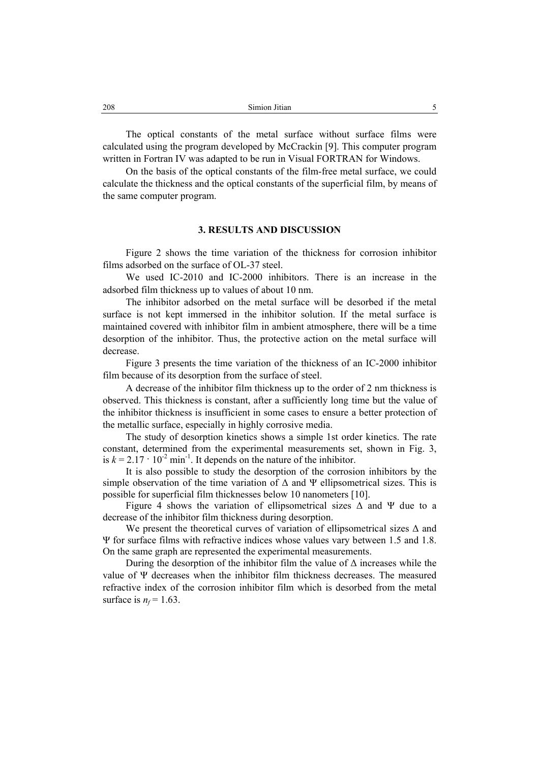The optical constants of the metal surface without surface films were calculated using the program developed by McCrackin [9]. This computer program written in Fortran IV was adapted to be run in Visual FORTRAN for Windows.

On the basis of the optical constants of the film-free metal surface, we could calculate the thickness and the optical constants of the superficial film, by means of the same computer program.

## 3. RESULTS AND DISCUSSION

Figure 2 shows the time variation of the thickness for corrosion inhibitor films adsorbed on the surface of OL-37 steel.

We used IC-2010 and IC-2000 inhibitors. There is an increase in the adsorbed film thickness up to values of about 10 nm.

The inhibitor adsorbed on the metal surface will be desorbed if the metal surface is not kept immersed in the inhibitor solution. If the metal surface is maintained covered with inhibitor film in ambient atmosphere, there will be a time desorption of the inhibitor. Thus, the protective action on the metal surface will decrease.

Figure 3 presents the time variation of the thickness of an IC-2000 inhibitor film because of its desorption from the surface of steel.

A decrease of the inhibitor film thickness up to the order of 2 nm thickness is observed. This thickness is constant, after a sufficiently long time but the value of the inhibitor thickness is insufficient in some cases to ensure a better protection of the metallic surface, especially in highly corrosive media.

The study of desorption kinetics shows a simple 1st order kinetics. The rate constant, determined from the experimental measurements set, shown in Fig. 3, is $k = 2.17 \cdot 10^{-2}$ min$^{-1}$. It depends on the nature of the inhibitor.

It is also possible to study the desorption of the corrosion inhibitors by the simple observation of the time variation of $\Delta$ and $\Psi$ ellipsometrical sizes. This is possible for superficial film thicknesses below 10 nanometers [10].

Figure 4 shows the variation of ellipsometrical sizes $\Delta$ and $\Psi$ due to a decrease of the inhibitor film thickness during desorption.

We present the theoretical curves of variation of ellipsometrical sizes $\Delta$ and $\Psi$ for surface films with refractive indices whose values vary between 1.5 and 1.8. On the same graph are represented the experimental measurements.

During the desorption of the inhibitor film the value of $\Delta$ increases while the value of $\Psi$ decreases when the inhibitor film thickness decreases. The measured refractive index of the corrosion inhibitor film which is desorbed from the metal surface is $n_f = 1.63$.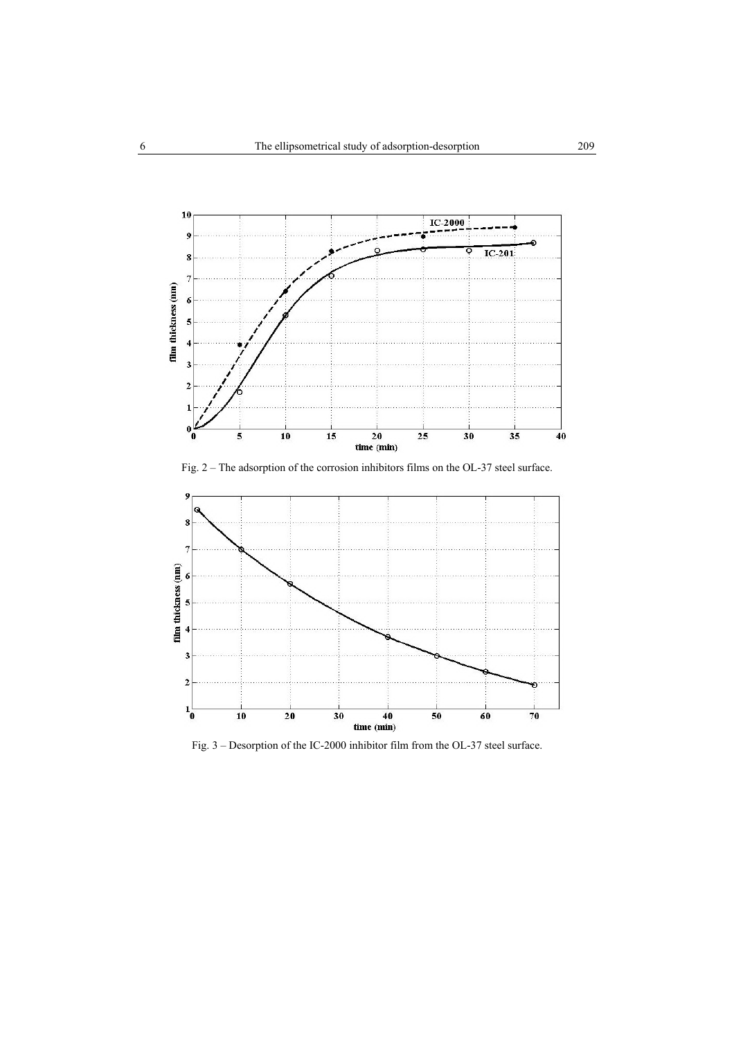Fig. 2 – The adsorption of the corrosion inhibitors films on the OL-37 steel surface.

Fig. 3 – Desorption of the IC-2000 inhibitor film from the OL-37 steel surface.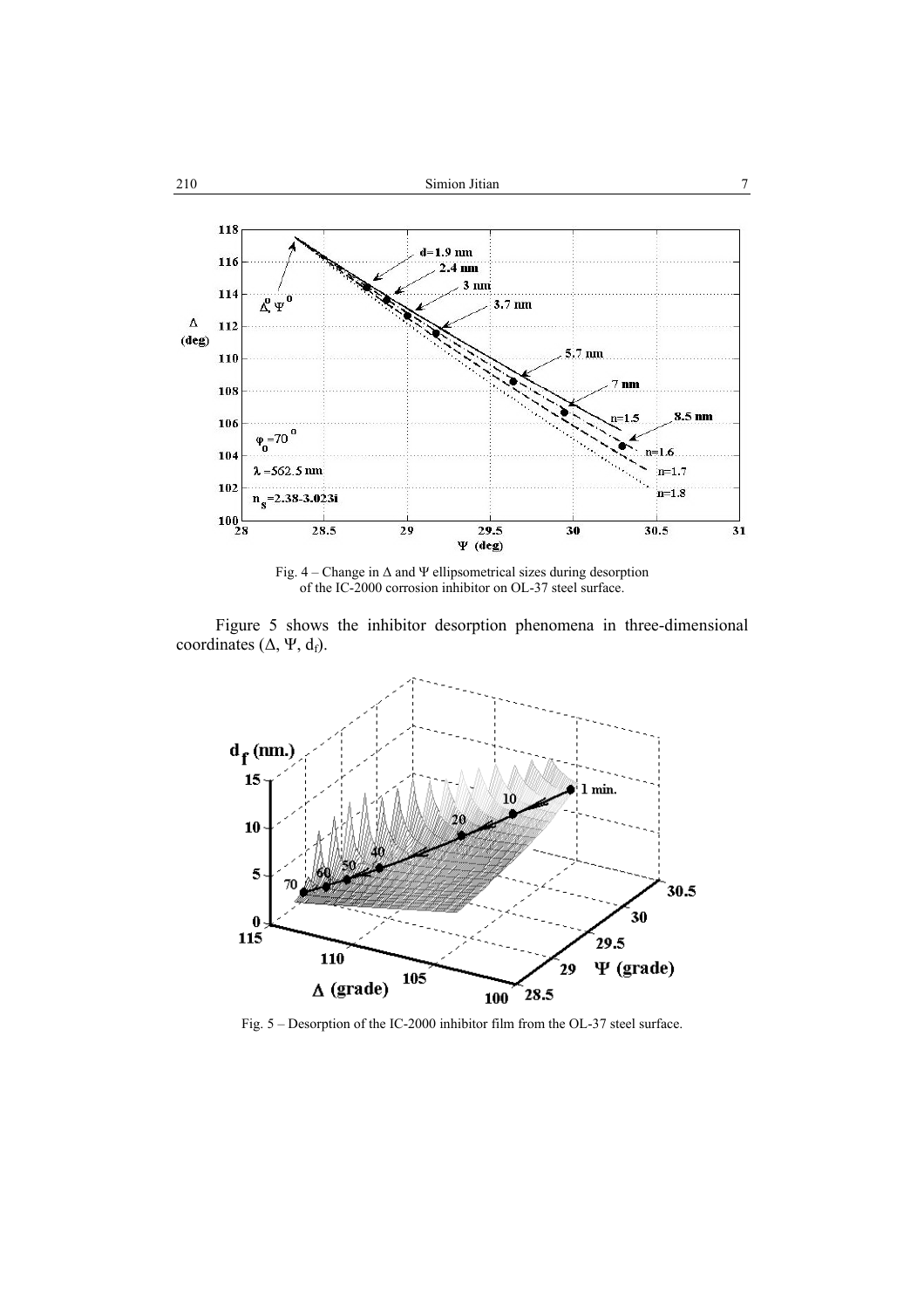Fig. 4 – Change in $\Delta$ and $\Psi$ ellipsometrical sizes during desorption of the IC-2000 corrosion inhibitor on OL-37 steel surface.

Figure 5 shows the inhibitor desorption phenomena in three-dimensional coordinates ($\Delta$, $\Psi$, $d_f$).

Fig. 5 – Desorption of the IC-2000 inhibitor film from the OL-37 steel surface.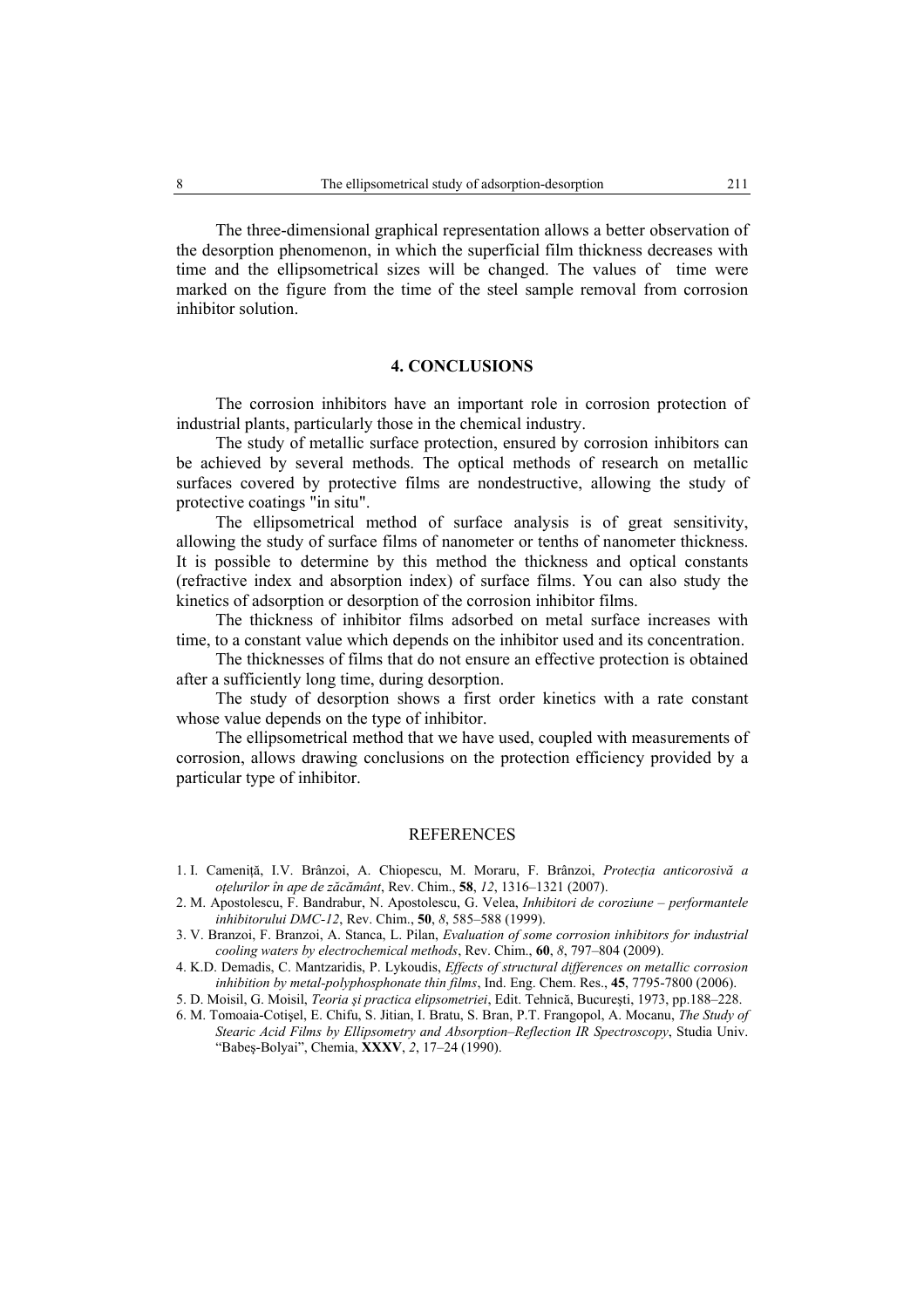The three-dimensional graphical representation allows a better observation of the desorption phenomenon, in which the superficial film thickness decreases with time and the ellipsometrical sizes will be changed. The values of time were marked on the figure from the time of the steel sample removal from corrosion inhibitor solution.

## 4. CONCLUSIONS

The corrosion inhibitors have an important role in corrosion protection of industrial plants, particularly those in the chemical industry.

The study of metallic surface protection, ensured by corrosion inhibitors can be achieved by several methods. The optical methods of research on metallic surfaces covered by protective films are nondestructive, allowing the study of protective coatings "in situ".

The ellipsometrical method of surface analysis is of great sensitivity, allowing the study of surface films of nanometer or tenths of nanometer thickness. It is possible to determine by this method the thickness and optical constants (refractive index and absorption index) of surface films. You can also study the kinetics of adsorption or desorption of the corrosion inhibitor films.

The thickness of inhibitor films adsorbed on metal surface increases with time, to a constant value which depends on the inhibitor used and its concentration.

The thicknesses of films that do not ensure an effective protection is obtained after a sufficiently long time, during desorption.

The study of desorption shows a first order kinetics with a rate constant whose value depends on the type of inhibitor.

The ellipsometrical method that we have used, coupled with measurements of corrosion, allows drawing conclusions on the protection efficiency provided by a particular type of inhibitor.

## REFERENCES

1. I. Cameniţă, I.V. Brânzoi, A. Chiopescu, M. Moraru, F. Brânzoi, *Protecţia anticorosivă a oţelurilor în ape de zăcământ*, Rev. Chim., **58**, *12*, 1316–1321 (2007).
2. M. Apostolescu, F. Bandrabur, N. Apostolescu, G. Velea, *Inhibitori de coroziune – performantele inhibitorului DMC-12*, Rev. Chim., **50**, *8*, 585–588 (1999).
3. V. Branzoi, F. Branzoi, A. Stanca, L. Pilan, *Evaluation of some corrosion inhibitors for industrial cooling waters by electrochemical methods*, Rev. Chim., **60**, *8*, 797–804 (2009).
4. K.D. Demadis, C. Mantzaridis, P. Lykoudis, *Effects of structural differences on metallic corrosion inhibition by metal-polyphosphonate thin films*, Ind. Eng. Chem. Res., **45**, 7795-7800 (2006).
5. D. Moisil, G. Moisil, *Teoria şi practica elipsometriei*, Edit. Tehnică, Bucureşti, 1973, pp.188–228.
6. M. Tomoaia-Cotişel, E. Chifu, S. Jitian, I. Bratu, S. Bran, P.T. Frangopol, A. Mocanu, *The Study of Stearic Acid Films by Ellipsometry and Absorption–Reflection IR Spectroscopy*, Studia Univ. "Babeş-Bolyai", Chemia, **XXXV**, *2*, 17–24 (1990).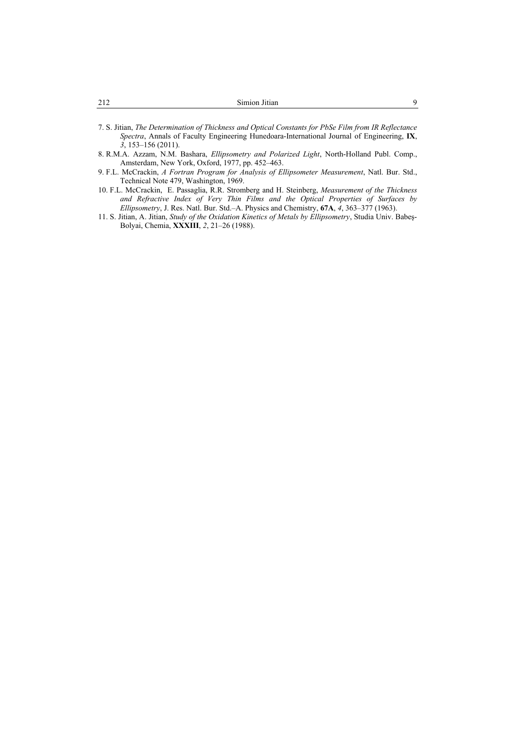7. S. Jitian, *The Determination of Thickness and Optical Constants for PbSe Film from IR Reflectance Spectra*, Annals of Faculty Engineering Hunedoara-International Journal of Engineering, **IX**, *3*, 153–156 (2011).
8. R.M.A. Azzam, N.M. Bashara, *Ellipsometry and Polarized Light*, North-Holland Publ. Comp., Amsterdam, New York, Oxford, 1977, pp. 452–463.
9. F.L. McCrackin, *A Fortran Program for Analysis of Ellipsometer Measurement*, Natl. Bur. Std., Technical Note 479, Washington, 1969.
10. F.L. McCrackin, E. Passaglia, R.R. Stromberg and H. Steinberg, *Measurement of the Thickness and Refractive Index of Very Thin Films and the Optical Properties of Surfaces by Ellipsometry*, J. Res. Natl. Bur. Std.–A. Physics and Chemistry, **67A**, *4*, 363–377 (1963).
11. S. Jitian, A. Jitian, *Study of the Oxidation Kinetics of Metals by Ellipsometry*, Studia Univ. Babeş-Bolyai, Chemia, **XXXIII**, *2*, 21–26 (1988).